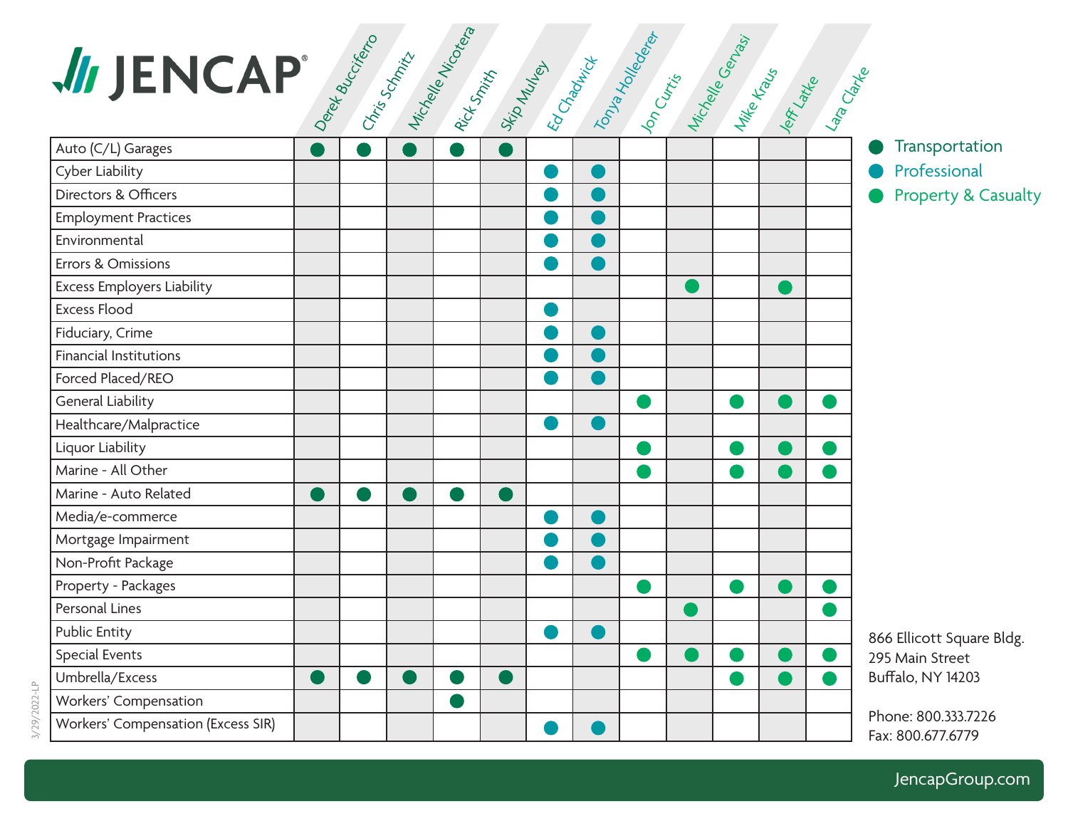# JENCAP

| | Derek Bucciferro | Chris Schmitz | Michelle Nicotera | Rick Smith | Skip Mulvey | Ed Chadwick | Tonya Hollederer | Jon Curtis | Michelle Gervasi | Mike Kraus | Jeff Latke | Lara Clarke |
|---|---|---|---|---|---|---|---|---|---|---|---|---|
| Auto (C/L) Garages | ● | ● | ● | ● | ● | | | | | | | |
| Cyber Liability | | | | | | ● | ● | | | | | |
| Directors & Officers | | | | | | ● | ● | | | | | |
| Employment Practices | | | | | | ● | ● | | | | | |
| Environmental | | | | | | ● | ● | | | | | |
| Errors & Omissions | | | | | | ● | ● | | | | | |
| Excess Employers Liability | | | | | | | | | ● | | ● | |
| Excess Flood | | | | | | ● | | | | | | |
| Fiduciary, Crime | | | | | | ● | ● | | | | | |
| Financial Institutions | | | | | | ● | ● | | | | | |
| Forced Placed/REO | | | | | | ● | ● | | | | | |
| General Liability | | | | | | | | ● | | ● | ● | ● |
| Healthcare/Malpractice | | | | | | ● | ● | | | | | |
| Liquor Liability | | | | | | | | ● | | ● | ● | ● |
| Marine - All Other | | | | | | | | ● | | ● | ● | ● |
| Marine - Auto Related | ● | ● | ● | ● | ● | | | | | | | |
| Media/e-commerce | | | | | | ● | ● | | | | | |
| Mortgage Impairment | | | | | | ● | ● | | | | | |
| Non-Profit Package | | | | | | ● | ● | | | | | |
| Property - Packages | | | | | | | | ● | | ● | ● | ● |
| Personal Lines | | | | | | | | | ● | | | ● |
| Public Entity | | | | | | ● | ● | | | | | |
| Special Events | | | | | | | | ● | ● | ● | ● | ● |
| Umbrella/Excess | ● | ● | ● | ● | ● | | | | | ● | ● | ● |
| Workers' Compensation | | | | ● | | | | | | | | |
| Workers' Compensation (Excess SIR) | | | | | | ● | ● | | | | | |

- ● Transportation (Derek Bucciferro, Chris Schmitz, Michelle Nicotera, Rick Smith, Skip Mulvey)
- ● Professional (Ed Chadwick, Tonya Hollederer)
- ● Property & Casualty (Jon Curtis, Michelle Gervasi, Mike Kraus, Jeff Latke, Lara Clarke)

866 Ellicott Square Bldg.
295 Main Street
Buffalo, NY 14203

Phone: 800.333.7226
Fax: 800.677.6779

3/29/2022-LP

JencapGroup.com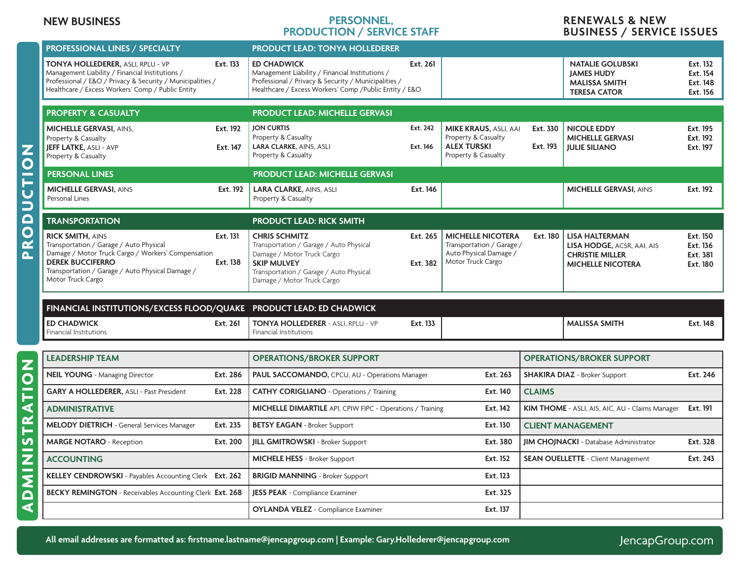# PRODUCTION

| NEW BUSINESS | PERSONNEL, PRODUCTION / SERVICE STAFF | | RENEWALS & NEW BUSINESS / SERVICE ISSUES |
|---|---|---|---|
| **PROFESSIONAL LINES / SPECIALTY** | **PRODUCT LEAD: TONYA HOLLEDERER** | | |
| **TONYA HOLLEDERER**, ASLI, RPLU - VP Ext. 133<br>Management Liability / Financial Institutions / Professional / E&O / Privacy & Security / Municipalities / Healthcare / Excess Workers' Comp / Public Entity | **ED CHADWICK** Ext. 261<br>Management Liability / Financial Institutions / Professional / Privacy & Security / Municipalities / Healthcare / Excess Workers' Comp /Public Entity / E&O | | **NATALIE GOLUBSKI** Ext. 132<br>**JAMES HUDY** Ext. 154<br>**MALISSA SMITH** Ext. 148<br>**TERESA CATOR** Ext. 156 |
| **PROPERTY & CASUALTY** | **PRODUCT LEAD: MICHELLE GERVASI** | | |
| **MICHELLE GERVASI**, AINS, Ext. 192<br>Property & Casualty<br>**JEFF LATKE**, ASLI - AVP Ext. 147<br>Property & Casualty | **JON CURTIS** Ext. 242<br>Property & Casualty<br>**LARA CLARKE**, AINS, ASLI Ext. 146<br>Property & Casualty | **MIKE KRAUS**, ASLI, AAI Ext. 330<br>Property & Casualty<br>**ALEX TURSKI** Ext. 193<br>Property & Casualty | **NICOLE EDDY** Ext. 195<br>**MICHELLE GERVASI** Ext. 192<br>**JULIE SILIANO** Ext. 197 |
| **PERSONAL LINES** | **PRODUCT LEAD: MICHELLE GERVASI** | | |
| **MICHELLE GERVASI**, AINS Ext. 192<br>Personal Lines | **LARA CLARKE**, AINS, ASLI Ext. 146<br>Property & Casualty | | **MICHELLE GERVASI**, AINS Ext. 192 |
| **TRANSPORTATION** | **PRODUCT LEAD: RICK SMITH** | | |
| **RICK SMITH**, AINS Ext. 131<br>Transportation / Garage / Auto Physical Damage / Motor Truck Cargo / Workers' Compensation<br>**DEREK BUCCIFERRO** Ext. 138<br>Transportation / Garage / Auto Physical Damage / Motor Truck Cargo | **CHRIS SCHMITZ** Ext. 265<br>Transportation / Garage / Auto Physical Damage / Motor Truck Cargo<br>**SKIP MULVEY** Ext. 382<br>Transportation / Garage / Auto Physical Damage / Motor Truck Cargo | **MICHELLE NICOTERA** Ext. 180<br>Transportation / Garage / Auto Physical Damage / Motor Truck Cargo | **LISA HALTERMAN** Ext. 150<br>**LISA HODGE**, ACSR, AAI, AIS Ext. 136<br>**CHRISTIE MILLER** Ext. 381<br>**MICHELLE NICOTERA** Ext. 180 |
| **FINANCIAL INSTITUTIONS/EXCESS FLOOD/QUAKE** | **PRODUCT LEAD: ED CHADWICK** | | |
| **ED CHADWICK** Ext. 261<br>Financial Institutions | **TONYA HOLLEDERER** - ASLI, RPLU - VP Ext. 133<br>Financial Institutions | | **MALISSA SMITH** Ext. 148 |

# ADMINISTRATION

| | | | | | |
|---|---|---|---|---|---|
| **LEADERSHIP TEAM** | | **OPERATIONS/BROKER SUPPORT** | | **OPERATIONS/BROKER SUPPORT** | |
| **NEIL YOUNG** - Managing Director | Ext. 286 | **PAUL SACCOMANDO**, CPCU, AU - Operations Manager | Ext. 263 | **SHAKIRA DIAZ** - Broker Support | Ext. 246 |
| **GARY A HOLLEDERER**, ASLI - Past President | Ext. 228 | **CATHY CORIGLIANO** - Operations / Training | Ext. 140 | **CLAIMS** | |
| **ADMINISTRATIVE** | | **MICHELLE DIMARTILE** API, CPIW FIPC - Operations / Training | Ext. 142 | **KIM THOME** - ASLI, AIS, AIC, AU - Claims Manager | Ext. 191 |
| **MELODY DIETRICH** - General Services Manager | Ext. 235 | **BETSY EAGAN** - Broker Support | Ext. 130 | **CLIENT MANAGEMENT** | |
| **MARGE NOTARO** - Reception | Ext. 200 | **JILL GMITROWSKI** - Broker Support | Ext. 380 | **JIM CHOJNACKI** - Database Administrator | Ext. 328 |
| **ACCOUNTING** | | **MICHELE HESS** - Broker Support | Ext. 152 | **SEAN OUELLETTE** - Client Management | Ext. 243 |
| **KELLEY CENDROWSKI** - Payables Accounting Clerk | Ext. 262 | **BRIGID MANNING** - Broker Support | Ext. 123 | | |
| **BECKY REMINGTON** - Receivables Accounting Clerk | Ext. 268 | **JESS PEAK** - Compliance Examiner | Ext. 325 | | |
| | | **OYLANDA VELEZ** - Compliance Examiner | Ext. 137 | | |

**All email addresses are formatted as: firstname.lastname@jencapgroup.com | Example: Gary.Hollederer@jencapgroup.com**

JencapGroup.com